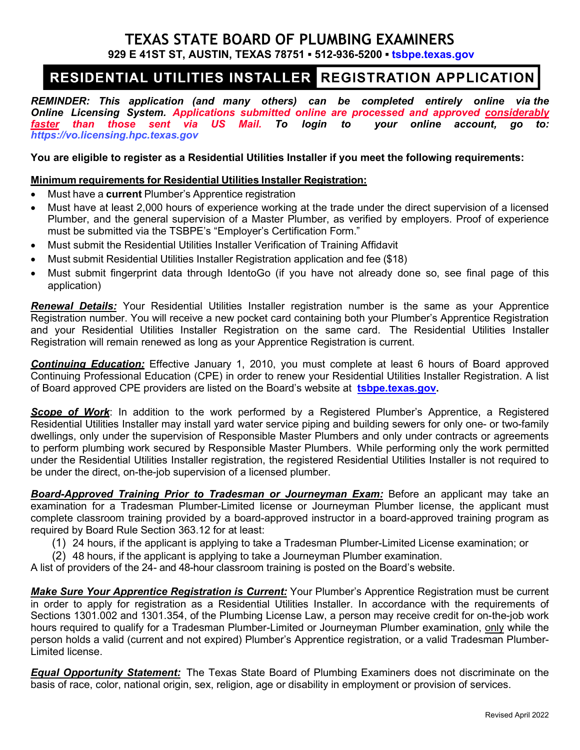# TEXAS STATE BOARD OF PLUMBING EXAMINERS

**929 E 41ST ST, AUSTIN, TEXAS 78751 ▪ 512-936-5200 ▪ tsbpe.texas.gov**

## RESIDENTIAL UTILITIES INSTALLER REGISTRATION APPLICATION

***REMINDER: This application (and many others) can be completed entirely online via the Online Licensing System. Applications submitted online are processed and approved considerably faster than those sent via US Mail. To login to your online account, go to: https://vo.licensing.hpc.texas.gov***

**You are eligible to register as a Residential Utilities Installer if you meet the following requirements:**

**Minimum requirements for Residential Utilities Installer Registration:**

- Must have a **current** Plumber's Apprentice registration
- Must have at least 2,000 hours of experience working at the trade under the direct supervision of a licensed Plumber, and the general supervision of a Master Plumber, as verified by employers. Proof of experience must be submitted via the TSBPE's "Employer's Certification Form."
- Must submit the Residential Utilities Installer Verification of Training Affidavit
- Must submit Residential Utilities Installer Registration application and fee ($18)
- Must submit fingerprint data through IdentoGo (if you have not already done so, see final page of this application)

***Renewal Details:*** Your Residential Utilities Installer registration number is the same as your Apprentice Registration number. You will receive a new pocket card containing both your Plumber's Apprentice Registration and your Residential Utilities Installer Registration on the same card. The Residential Utilities Installer Registration will remain renewed as long as your Apprentice Registration is current.

***Continuing Education:*** Effective January 1, 2010, you must complete at least 6 hours of Board approved Continuing Professional Education (CPE) in order to renew your Residential Utilities Installer Registration. A list of Board approved CPE providers are listed on the Board's website at **tsbpe.texas.gov.**

***Scope of Work***: In addition to the work performed by a Registered Plumber's Apprentice, a Registered Residential Utilities Installer may install yard water service piping and building sewers for only one- or two-family dwellings, only under the supervision of Responsible Master Plumbers and only under contracts or agreements to perform plumbing work secured by Responsible Master Plumbers. While performing only the work permitted under the Residential Utilities Installer registration, the registered Residential Utilities Installer is not required to be under the direct, on-the-job supervision of a licensed plumber.

***Board-Approved Training Prior to Tradesman or Journeyman Exam:*** Before an applicant may take an examination for a Tradesman Plumber-Limited license or Journeyman Plumber license, the applicant must complete classroom training provided by a board-approved instructor in a board-approved training program as required by Board Rule Section 363.12 for at least:

(1) 24 hours, if the applicant is applying to take a Tradesman Plumber-Limited License examination; or
(2) 48 hours, if the applicant is applying to take a Journeyman Plumber examination.

A list of providers of the 24- and 48-hour classroom training is posted on the Board's website.

***Make Sure Your Apprentice Registration is Current:*** Your Plumber's Apprentice Registration must be current in order to apply for registration as a Residential Utilities Installer. In accordance with the requirements of Sections 1301.002 and 1301.354, of the Plumbing License Law, a person may receive credit for on-the-job work hours required to qualify for a Tradesman Plumber-Limited or Journeyman Plumber examination, only while the person holds a valid (current and not expired) Plumber's Apprentice registration, or a valid Tradesman Plumber-Limited license.

***Equal Opportunity Statement:*** The Texas State Board of Plumbing Examiners does not discriminate on the basis of race, color, national origin, sex, religion, age or disability in employment or provision of services.

Revised April 2022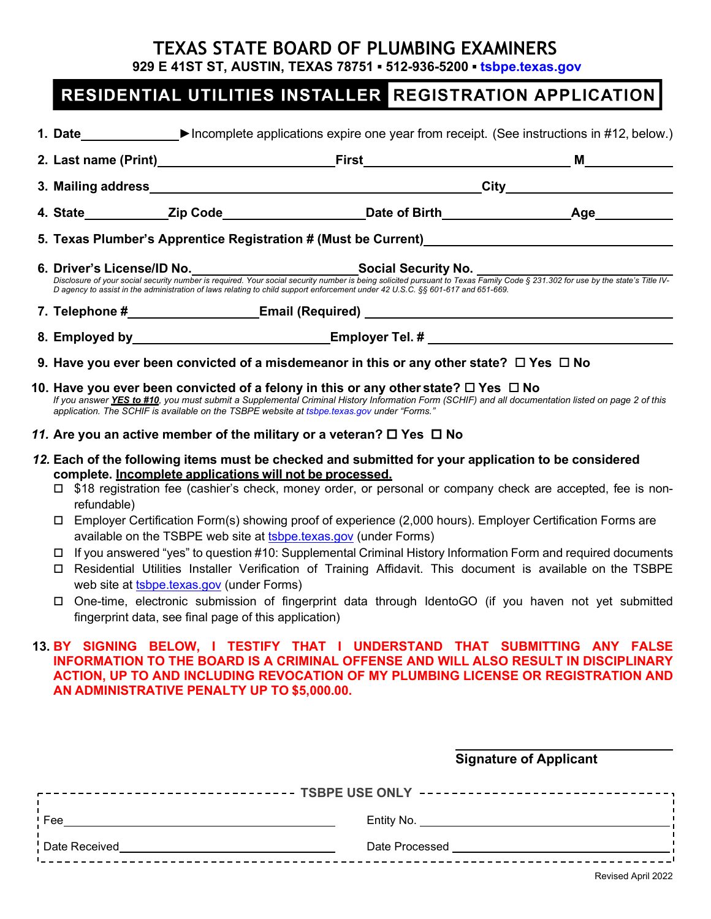# TEXAS STATE BOARD OF PLUMBING EXAMINERS

**929 E 41ST ST, AUSTIN, TEXAS 78751 ▪ 512-936-5200 ▪ tsbpe.texas.gov**

## RESIDENTIAL UTILITIES INSTALLER REGISTRATION APPLICATION

1. **Date**\_\_\_\_\_\_\_\_\_\_\_\_ ►Incomplete applications expire one year from receipt. (See instructions in #12, below.)
2. **Last name (Print)**\_\_\_\_\_\_\_\_\_\_\_\_ **First**\_\_\_\_\_\_\_\_\_\_\_\_ **M**\_\_\_\_\_\_
3. **Mailing address**\_\_\_\_\_\_\_\_\_\_\_\_ **City**\_\_\_\_\_\_\_\_\_\_\_\_
4. **State**\_\_\_\_\_\_ **Zip Code**\_\_\_\_\_\_\_\_\_\_ **Date of Birth**\_\_\_\_\_\_\_\_\_\_ **Age**\_\_\_\_\_\_
5. **Texas Plumber's Apprentice Registration # (Must be Current)**\_\_\_\_\_\_\_\_\_\_\_\_
6. **Driver's License/ID No.**\_\_\_\_\_\_\_\_\_\_\_\_ **Social Security No.** \_\_\_\_\_\_\_\_\_\_\_\_
   *Disclosure of your social security number is required. Your social security number is being solicited pursuant to Texas Family Code § 231.302 for use by the state's Title IV-D agency to assist in the administration of laws relating to child support enforcement under 42 U.S.C. §§ 601-617 and 651-669.*
7. **Telephone #**\_\_\_\_\_\_\_\_\_\_\_\_ **Email (Required)** \_\_\_\_\_\_\_\_\_\_\_\_
8. **Employed by**\_\_\_\_\_\_\_\_\_\_\_\_ **Employer Tel. #** \_\_\_\_\_\_\_\_\_\_\_\_
9. **Have you ever been convicted of a misdemeanor in this or any other state? ☐ Yes ☐ No**
10. **Have you ever been convicted of a felony in this or any other state? ☐ Yes ☐ No**
    *If you answer **YES to #10**, you must submit a Supplemental Criminal History Information Form (SCHIF) and all documentation listed on page 2 of this application. The SCHIF is available on the TSBPE website at tsbpe.texas.gov under "Forms."*
11. **Are you an active member of the military or a veteran? ☐ Yes ☐ No**
12. **Each of the following items must be checked and submitted for your application to be considered complete. Incomplete applications will not be processed.**
    - ☐ $18 registration fee (cashier's check, money order, or personal or company check are accepted, fee is non-refundable)
    - ☐ Employer Certification Form(s) showing proof of experience (2,000 hours). Employer Certification Forms are available on the TSBPE web site at tsbpe.texas.gov (under Forms)
    - ☐ If you answered "yes" to question #10: Supplemental Criminal History Information Form and required documents
    - ☐ Residential Utilities Installer Verification of Training Affidavit. This document is available on the TSBPE web site at tsbpe.texas.gov (under Forms)
    - ☐ One-time, electronic submission of fingerprint data through IdentoGO (if you haven not yet submitted fingerprint data, see final page of this application)
13. **BY SIGNING BELOW, I TESTIFY THAT I UNDERSTAND THAT SUBMITTING ANY FALSE INFORMATION TO THE BOARD IS A CRIMINAL OFFENSE AND WILL ALSO RESULT IN DISCIPLINARY ACTION, UP TO AND INCLUDING REVOCATION OF MY PLUMBING LICENSE OR REGISTRATION AND AN ADMINISTRATIVE PENALTY UP TO $5,000.00.**

\_\_\_\_\_\_\_\_\_\_\_\_\_\_\_\_\_\_\_\_
**Signature of Applicant**

**TSBPE USE ONLY**

| | |
|---|---|
| Fee \_\_\_\_\_\_\_\_\_\_ | Entity No. \_\_\_\_\_\_\_\_\_\_ |
| Date Received \_\_\_\_\_\_\_\_\_\_ | Date Processed \_\_\_\_\_\_\_\_\_\_ |

Revised April 2022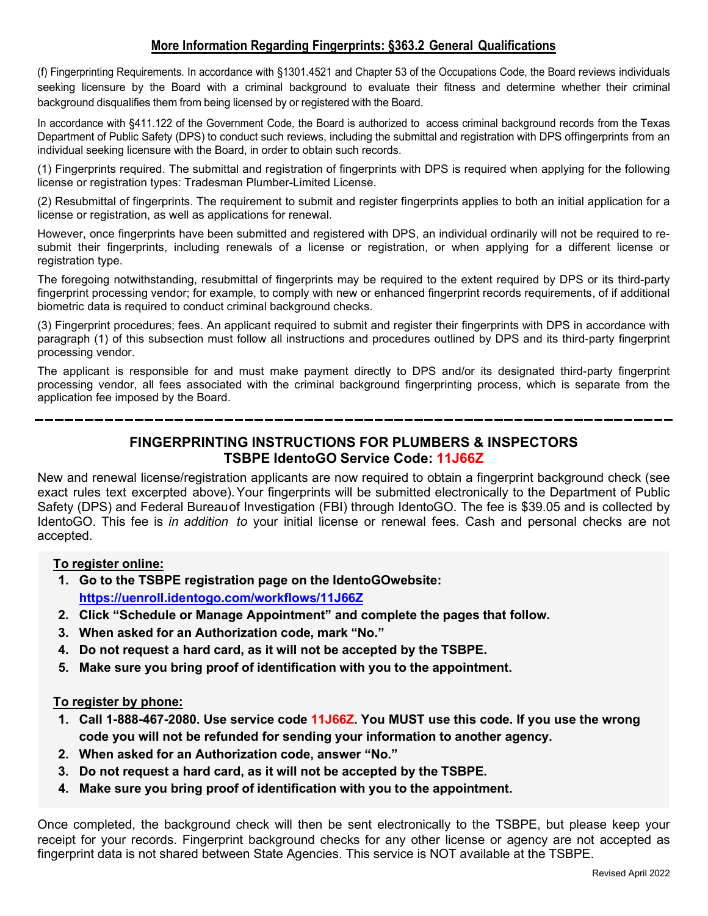## More Information Regarding Fingerprints: §363.2 General Qualifications

(f) Fingerprinting Requirements. In accordance with §1301.4521 and Chapter 53 of the Occupations Code, the Board reviews individuals seeking licensure by the Board with a criminal background to evaluate their fitness and determine whether their criminal background disqualifies them from being licensed by or registered with the Board.

In accordance with §411.122 of the Government Code, the Board is authorized to access criminal background records from the Texas Department of Public Safety (DPS) to conduct such reviews, including the submittal and registration with DPS offingerprints from an individual seeking licensure with the Board, in order to obtain such records.

(1) Fingerprints required. The submittal and registration of fingerprints with DPS is required when applying for the following license or registration types: Tradesman Plumber-Limited License.

(2) Resubmittal of fingerprints. The requirement to submit and register fingerprints applies to both an initial application for a license or registration, as well as applications for renewal.

However, once fingerprints have been submitted and registered with DPS, an individual ordinarily will not be required to re-submit their fingerprints, including renewals of a license or registration, or when applying for a different license or registration type.

The foregoing notwithstanding, resubmittal of fingerprints may be required to the extent required by DPS or its third-party fingerprint processing vendor; for example, to comply with new or enhanced fingerprint records requirements, of if additional biometric data is required to conduct criminal background checks.

(3) Fingerprint procedures; fees. An applicant required to submit and register their fingerprints with DPS in accordance with paragraph (1) of this subsection must follow all instructions and procedures outlined by DPS and its third-party fingerprint processing vendor.

The applicant is responsible for and must make payment directly to DPS and/or its designated third-party fingerprint processing vendor, all fees associated with the criminal background fingerprinting process, which is separate from the application fee imposed by the Board.

---

## FINGERPRINTING INSTRUCTIONS FOR PLUMBERS & INSPECTORS
## TSBPE IdentoGO Service Code: 11J66Z

New and renewal license/registration applicants are now required to obtain a fingerprint background check (see exact rules text excerpted above). Your fingerprints will be submitted electronically to the Department of Public Safety (DPS) and Federal Bureauof Investigation (FBI) through IdentoGO. The fee is $39.05 and is collected by IdentoGO. This fee is *in addition to* your initial license or renewal fees. Cash and personal checks are not accepted.

**To register online:**

1. **Go to the TSBPE registration page on the IdentoGOwebsite: https://uenroll.identogo.com/workflows/11J66Z**
2. **Click "Schedule or Manage Appointment" and complete the pages that follow.**
3. **When asked for an Authorization code, mark "No."**
4. **Do not request a hard card, as it will not be accepted by the TSBPE.**
5. **Make sure you bring proof of identification with you to the appointment.**

**To register by phone:**

1. **Call 1-888-467-2080. Use service code 11J66Z. You MUST use this code. If you use the wrong code you will not be refunded for sending your information to another agency.**
2. **When asked for an Authorization code, answer "No."**
3. **Do not request a hard card, as it will not be accepted by the TSBPE.**
4. **Make sure you bring proof of identification with you to the appointment.**

Once completed, the background check will then be sent electronically to the TSBPE, but please keep your receipt for your records. Fingerprint background checks for any other license or agency are not accepted as fingerprint data is not shared between State Agencies. This service is NOT available at the TSBPE.

Revised April 2022